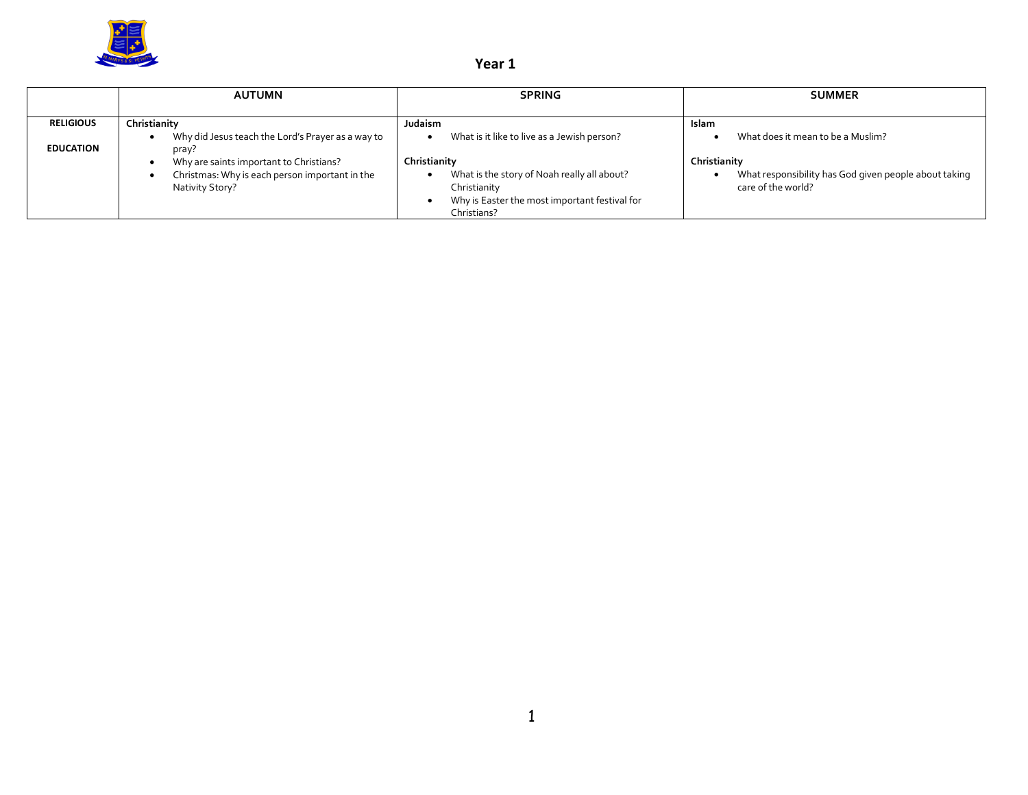# Year 1

| | AUTUMN | SPRING | SUMMER |
|---|---|---|---|
| **RELIGIOUS EDUCATION** | **Christianity**<br>• Why did Jesus teach the Lord's Prayer as a way to pray?<br>• Why are saints important to Christians?<br>• Christmas: Why is each person important in the Nativity Story? | **Judaism**<br>• What is it like to live as a Jewish person?<br><br>**Christianity**<br>• What is the story of Noah really all about? Christianity<br>• Why is Easter the most important festival for Christians? | **Islam**<br>• What does it mean to be a Muslim?<br><br>**Christianity**<br>• What responsibility has God given people about taking care of the world? |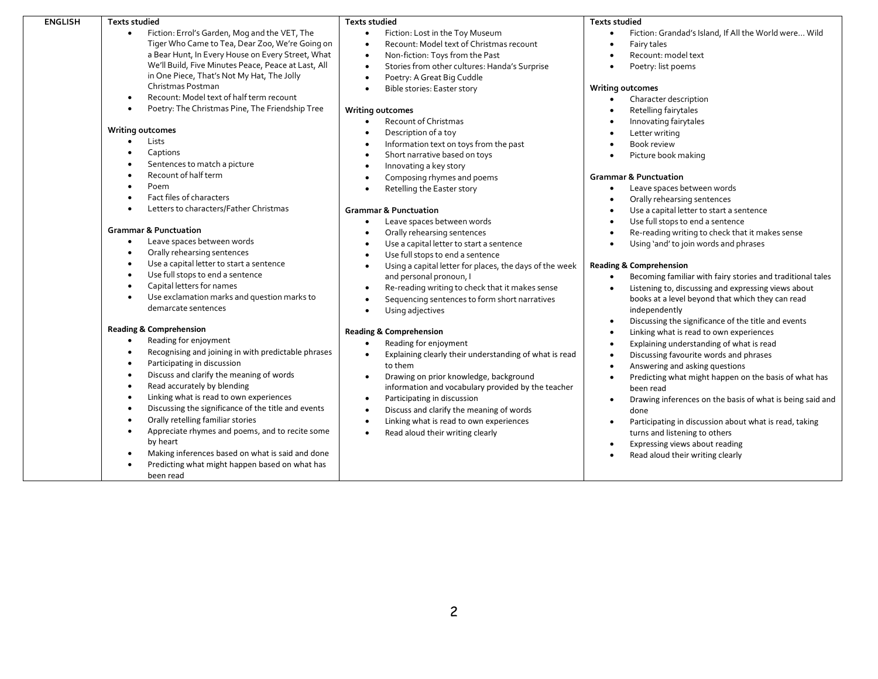| ENGLISH | Texts studied | Texts studied | Texts studied |
|---|---|---|---|
| | **Texts studied**<br>• Fiction: Errol's Garden, Mog and the VET, The Tiger Who Came to Tea, Dear Zoo, We're Going on a Bear Hunt, In Every House on Every Street, What We'll Build, Five Minutes Peace, Peace at Last, All in One Piece, That's Not My Hat, The Jolly Christmas Postman<br>• Recount: Model text of half term recount<br>• Poetry: The Christmas Pine, The Friendship Tree<br><br>**Writing outcomes**<br>• Lists<br>• Captions<br>• Sentences to match a picture<br>• Recount of half term<br>• Poem<br>• Fact files of characters<br>• Letters to characters/Father Christmas<br><br>**Grammar & Punctuation**<br>• Leave spaces between words<br>• Orally rehearsing sentences<br>• Use a capital letter to start a sentence<br>• Use full stops to end a sentence<br>• Capital letters for names<br>• Use exclamation marks and question marks to demarcate sentences<br><br>**Reading & Comprehension**<br>• Reading for enjoyment<br>• Recognising and joining in with predictable phrases<br>• Participating in discussion<br>• Discuss and clarify the meaning of words<br>• Read accurately by blending<br>• Linking what is read to own experiences<br>• Discussing the significance of the title and events<br>• Orally retelling familiar stories<br>• Appreciate rhymes and poems, and to recite some by heart<br>• Making inferences based on what is said and done<br>• Predicting what might happen based on what has been read | **Texts studied**<br>• Fiction: Lost in the Toy Museum<br>• Recount: Model text of Christmas recount<br>• Non-fiction: Toys from the Past<br>• Stories from other cultures: Handa's Surprise<br>• Poetry: A Great Big Cuddle<br>• Bible stories: Easter story<br><br>**Writing outcomes**<br>• Recount of Christmas<br>• Description of a toy<br>• Information text on toys from the past<br>• Short narrative based on toys<br>• Innovating a key story<br>• Composing rhymes and poems<br>• Retelling the Easter story<br><br>**Grammar & Punctuation**<br>• Leave spaces between words<br>• Orally rehearsing sentences<br>• Use a capital letter to start a sentence<br>• Use full stops to end a sentence<br>• Using a capital letter for places, the days of the week and personal pronoun, I<br>• Re-reading writing to check that it makes sense<br>• Sequencing sentences to form short narratives<br>• Using adjectives<br><br>**Reading & Comprehension**<br>• Reading for enjoyment<br>• Explaining clearly their understanding of what is read to them<br>• Drawing on prior knowledge, background information and vocabulary provided by the teacher<br>• Participating in discussion<br>• Discuss and clarify the meaning of words<br>• Linking what is read to own experiences<br>• Read aloud their writing clearly | **Texts studied**<br>• Fiction: Grandad's Island, If All the World were… Wild<br>• Fairy tales<br>• Recount: model text<br>• Poetry: list poems<br><br>**Writing outcomes**<br>• Character description<br>• Retelling fairytales<br>• Innovating fairytales<br>• Letter writing<br>• Book review<br>• Picture book making<br><br>**Grammar & Punctuation**<br>• Leave spaces between words<br>• Orally rehearsing sentences<br>• Use a capital letter to start a sentence<br>• Use full stops to end a sentence<br>• Re-reading writing to check that it makes sense<br>• Using 'and' to join words and phrases<br><br>**Reading & Comprehension**<br>• Becoming familiar with fairy stories and traditional tales<br>• Listening to, discussing and expressing views about books at a level beyond that which they can read independently<br>• Discussing the significance of the title and events<br>• Linking what is read to own experiences<br>• Explaining understanding of what is read<br>• Discussing favourite words and phrases<br>• Answering and asking questions<br>• Predicting what might happen on the basis of what has been read<br>• Drawing inferences on the basis of what is being said and done<br>• Participating in discussion about what is read, taking turns and listening to others<br>• Expressing views about reading<br>• Read aloud their writing clearly |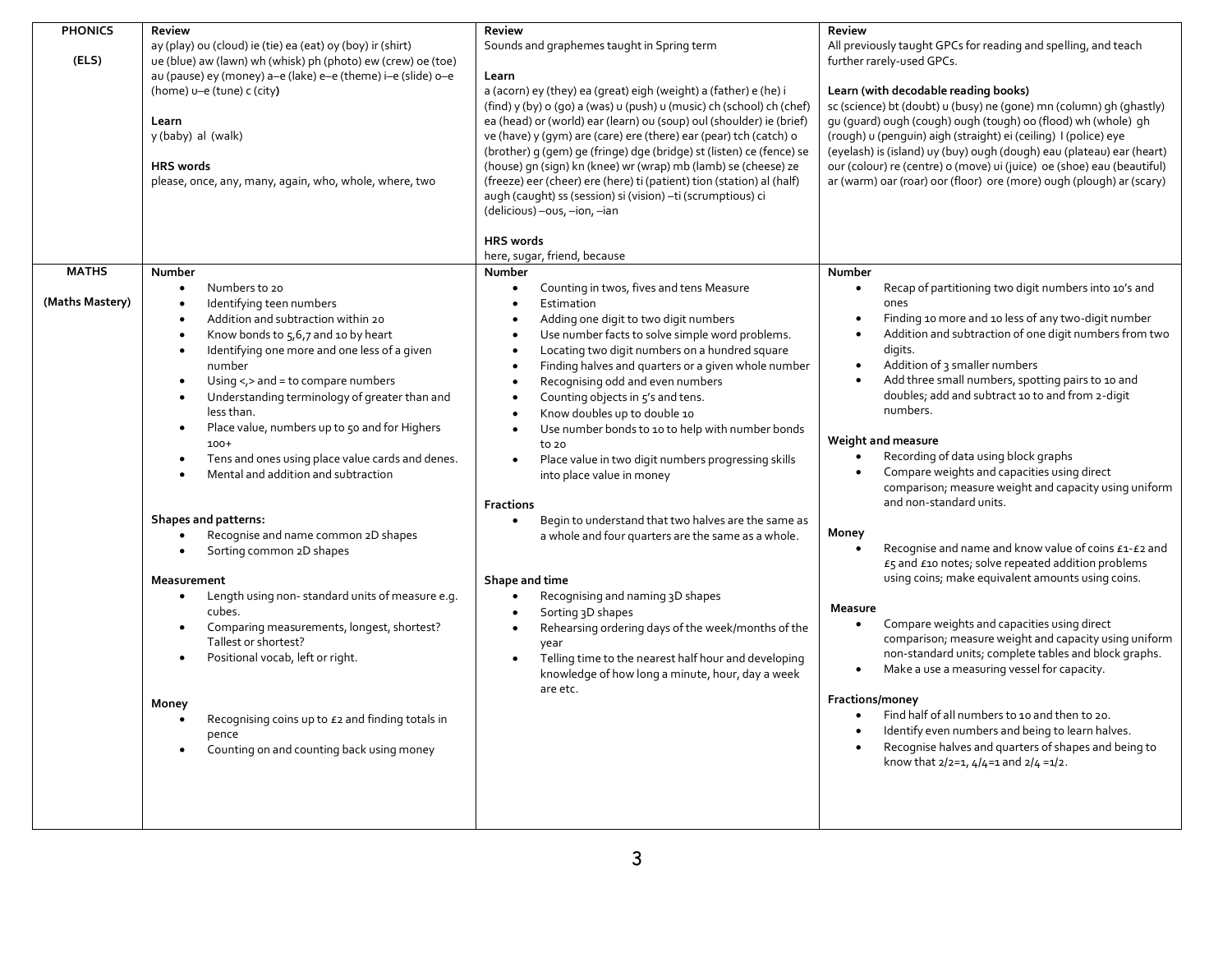| | | | |
|---|---|---|---|
| **PHONICS**<br><br>**(ELS)** | **Review**<br>ay (play) ou (cloud) ie (tie) ea (eat) oy (boy) ir (shirt) ue (blue) aw (lawn) wh (whisk) ph (photo) ew (crew) oe (toe) au (pause) ey (money) a–e (lake) e–e (theme) i–e (slide) o–e (home) u–e (tune) c (city)<br><br>**Learn**<br>y (baby) al (walk)<br><br>**HRS words**<br>please, once, any, many, again, who, whole, where, two | **Review**<br>Sounds and graphemes taught in Spring term<br><br>**Learn**<br>a (acorn) ey (they) ea (great) eigh (weight) a (father) e (he) i (find) y (by) o (go) a (was) u (push) u (music) ch (school) ch (chef) ea (head) or (world) ear (learn) ou (soup) oul (shoulder) ie (brief) ve (have) y (gym) are (care) ere (there) ear (pear) tch (catch) o (brother) g (gem) ge (fringe) dge (bridge) st (listen) ce (fence) se (house) gn (sign) kn (knee) wr (wrap) mb (lamb) se (cheese) ze (freeze) eer (cheer) ere (here) ti (patient) tion (station) al (half) augh (caught) ss (session) si (vision) –ti (scrumptious) ci (delicious) –ous, –ion, –ian<br><br>**HRS words**<br>here, sugar, friend, because | **Review**<br>All previously taught GPCs for reading and spelling, and teach further rarely-used GPCs.<br><br>**Learn (with decodable reading books)**<br>sc (science) bt (doubt) u (busy) ne (gone) mn (column) gh (ghastly) gu (guard) ough (cough) ough (tough) oo (flood) wh (whole) gh (rough) u (penguin) aigh (straight) ei (ceiling) I (police) eye (eyelash) is (island) uy (buy) ough (dough) eau (plateau) ear (heart) our (colour) re (centre) o (move) ui (juice) oe (shoe) eau (beautiful) ar (warm) oar (roar) oor (floor) ore (more) ough (plough) ar (scary) |
| **MATHS**<br><br>**(Maths Mastery)** | **Number**<br>• Numbers to 20<br>• Identifying teen numbers<br>• Addition and subtraction within 20<br>• Know bonds to 5,6,7 and 10 by heart<br>• Identifying one more and one less of a given number<br>• Using <,> and = to compare numbers<br>• Understanding terminology of greater than and less than.<br>• Place value, numbers up to 50 and for Highers 100+<br>• Tens and ones using place value cards and denes.<br>• Mental and addition and subtraction<br><br>**Shapes and patterns:**<br>• Recognise and name common 2D shapes<br>• Sorting common 2D shapes<br><br>**Measurement**<br>• Length using non- standard units of measure e.g. cubes.<br>• Comparing measurements, longest, shortest? Tallest or shortest?<br>• Positional vocab, left or right.<br><br>**Money**<br>• Recognising coins up to £2 and finding totals in pence<br>• Counting on and counting back using money | **Number**<br>• Counting in twos, fives and tens Measure<br>• Estimation<br>• Adding one digit to two digit numbers<br>• Use number facts to solve simple word problems.<br>• Locating two digit numbers on a hundred square<br>• Finding halves and quarters or a given whole number<br>• Recognising odd and even numbers<br>• Counting objects in 5's and tens.<br>• Know doubles up to double 10<br>• Use number bonds to 10 to help with number bonds to 20<br>• Place value in two digit numbers progressing skills into place value in money<br><br>**Fractions**<br>• Begin to understand that two halves are the same as a whole and four quarters are the same as a whole.<br><br>**Shape and time**<br>• Recognising and naming 3D shapes<br>• Sorting 3D shapes<br>• Rehearsing ordering days of the week/months of the year<br>• Telling time to the nearest half hour and developing knowledge of how long a minute, hour, day a week are etc. | **Number**<br>• Recap of partitioning two digit numbers into 10's and ones<br>• Finding 10 more and 10 less of any two-digit number<br>• Addition and subtraction of one digit numbers from two digits.<br>• Addition of 3 smaller numbers<br>• Add three small numbers, spotting pairs to 10 and doubles; add and subtract 10 to and from 2-digit numbers.<br><br>**Weight and measure**<br>• Recording of data using block graphs<br>• Compare weights and capacities using direct comparison; measure weight and capacity using uniform and non-standard units.<br><br>**Money**<br>• Recognise and name and know value of coins £1-£2 and £5 and £10 notes; solve repeated addition problems using coins; make equivalent amounts using coins.<br><br>**Measure**<br>• Compare weights and capacities using direct comparison; measure weight and capacity using uniform non-standard units; complete tables and block graphs.<br>• Make a use a measuring vessel for capacity.<br><br>**Fractions/money**<br>• Find half of all numbers to 10 and then to 20.<br>• Identify even numbers and being to learn halves.<br>• Recognise halves and quarters of shapes and being to know that 2/2=1, 4/4=1 and 2/4 =1/2. |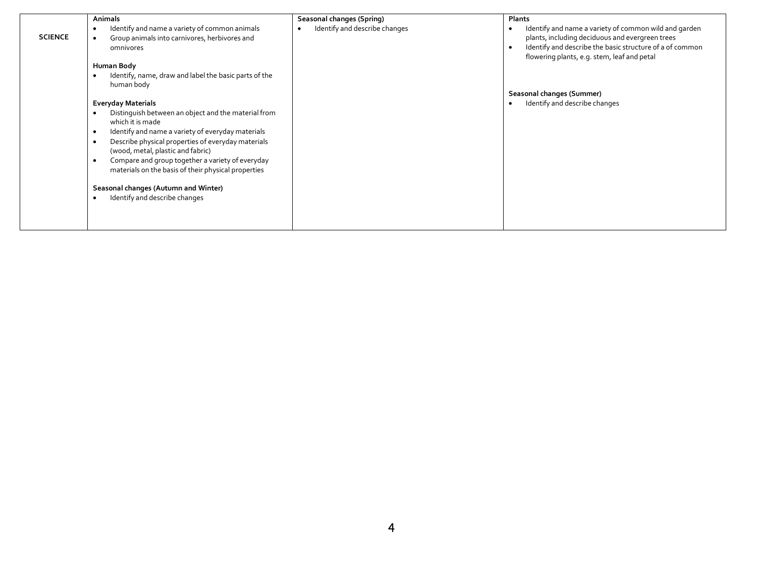| SCIENCE | | | |
|---|---|---|---|
| | **Animals**<br>• Identify and name a variety of common animals<br>• Group animals into carnivores, herbivores and omnivores<br><br>**Human Body**<br>• Identify, name, draw and label the basic parts of the human body<br><br>**Everyday Materials**<br>• Distinguish between an object and the material from which it is made<br>• Identify and name a variety of everyday materials<br>• Describe physical properties of everyday materials (wood, metal, plastic and fabric)<br>• Compare and group together a variety of everyday materials on the basis of their physical properties<br><br>**Seasonal changes (Autumn and Winter)**<br>• Identify and describe changes | **Seasonal changes (Spring)**<br>• Identify and describe changes | **Plants**<br>• Identify and name a variety of common wild and garden plants, including deciduous and evergreen trees<br>• Identify and describe the basic structure of a of common flowering plants, e.g. stem, leaf and petal<br><br>**Seasonal changes (Summer)**<br>• Identify and describe changes |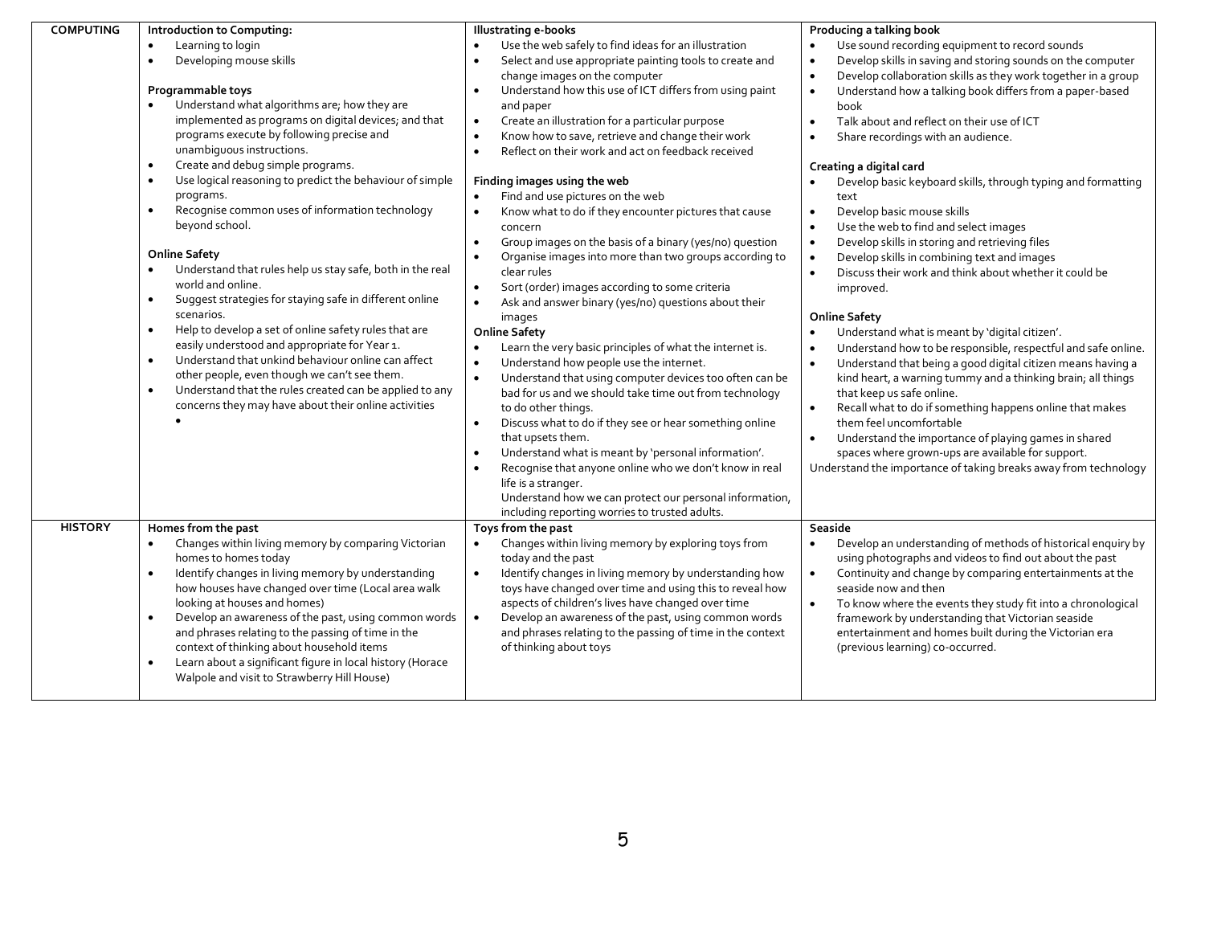| | | | |
|---|---|---|---|
| **COMPUTING** | **Introduction to Computing:**<br>• Learning to login<br>• Developing mouse skills<br><br>**Programmable toys**<br>• Understand what algorithms are; how they are implemented as programs on digital devices; and that programs execute by following precise and unambiguous instructions.<br>• Create and debug simple programs.<br>• Use logical reasoning to predict the behaviour of simple programs.<br>• Recognise common uses of information technology beyond school.<br><br>**Online Safety**<br>• Understand that rules help us stay safe, both in the real world and online.<br>• Suggest strategies for staying safe in different online scenarios.<br>• Help to develop a set of online safety rules that are easily understood and appropriate for Year 1.<br>• Understand that unkind behaviour online can affect other people, even though we can't see them.<br>• Understand that the rules created can be applied to any concerns they may have about their online activities<br>• | **Illustrating e-books**<br>• Use the web safely to find ideas for an illustration<br>• Select and use appropriate painting tools to create and change images on the computer<br>• Understand how this use of ICT differs from using paint and paper<br>• Create an illustration for a particular purpose<br>• Know how to save, retrieve and change their work<br>• Reflect on their work and act on feedback received<br><br>**Finding images using the web**<br>• Find and use pictures on the web<br>• Know what to do if they encounter pictures that cause concern<br>• Group images on the basis of a binary (yes/no) question<br>• Organise images into more than two groups according to clear rules<br>• Sort (order) images according to some criteria<br>• Ask and answer binary (yes/no) questions about their images<br>**Online Safety**<br>• Learn the very basic principles of what the internet is.<br>• Understand how people use the internet.<br>• Understand that using computer devices too often can be bad for us and we should take time out from technology to do other things.<br>• Discuss what to do if they see or hear something online that upsets them.<br>• Understand what is meant by 'personal information'.<br>• Recognise that anyone online who we don't know in real life is a stranger.<br>Understand how we can protect our personal information, including reporting worries to trusted adults. | **Producing a talking book**<br>• Use sound recording equipment to record sounds<br>• Develop skills in saving and storing sounds on the computer<br>• Develop collaboration skills as they work together in a group<br>• Understand how a talking book differs from a paper-based book<br>• Talk about and reflect on their use of ICT<br>• Share recordings with an audience.<br><br>**Creating a digital card**<br>• Develop basic keyboard skills, through typing and formatting text<br>• Develop basic mouse skills<br>• Use the web to find and select images<br>• Develop skills in storing and retrieving files<br>• Develop skills in combining text and images<br>• Discuss their work and think about whether it could be improved.<br><br>**Online Safety**<br>• Understand what is meant by 'digital citizen'.<br>• Understand how to be responsible, respectful and safe online.<br>• Understand that being a good digital citizen means having a kind heart, a warning tummy and a thinking brain; all things that keep us safe online.<br>• Recall what to do if something happens online that makes them feel uncomfortable<br>• Understand the importance of playing games in shared spaces where grown-ups are available for support.<br>Understand the importance of taking breaks away from technology |
| **HISTORY** | **Homes from the past**<br>• Changes within living memory by comparing Victorian homes to homes today<br>• Identify changes in living memory by understanding how houses have changed over time (Local area walk looking at houses and homes)<br>• Develop an awareness of the past, using common words and phrases relating to the passing of time in the context of thinking about household items<br>• Learn about a significant figure in local history (Horace Walpole and visit to Strawberry Hill House) | **Toys from the past**<br>• Changes within living memory by exploring toys from today and the past<br>• Identify changes in living memory by understanding how toys have changed over time and using this to reveal how aspects of children's lives have changed over time<br>• Develop an awareness of the past, using common words and phrases relating to the passing of time in the context of thinking about toys | **Seaside**<br>• Develop an understanding of methods of historical enquiry by using photographs and videos to find out about the past<br>• Continuity and change by comparing entertainments at the seaside now and then<br>• To know where the events they study fit into a chronological framework by understanding that Victorian seaside entertainment and homes built during the Victorian era (previous learning) co-occurred. |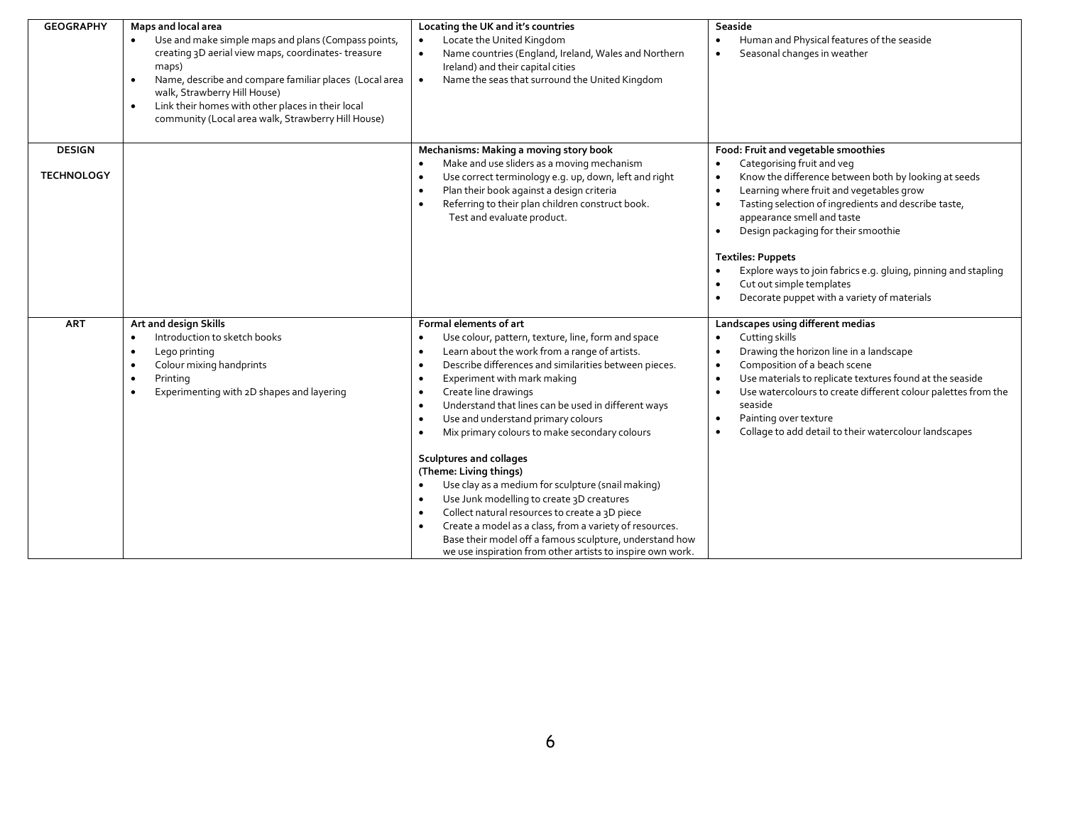| | | | |
|---|---|---|---|
| **GEOGRAPHY** | **Maps and local area**<br>• Use and make simple maps and plans (Compass points, creating 3D aerial view maps, coordinates- treasure maps)<br>• Name, describe and compare familiar places (Local area walk, Strawberry Hill House)<br>• Link their homes with other places in their local community (Local area walk, Strawberry Hill House) | **Locating the UK and it's countries**<br>• Locate the United Kingdom<br>• Name countries (England, Ireland, Wales and Northern Ireland) and their capital cities<br>• Name the seas that surround the United Kingdom | **Seaside**<br>• Human and Physical features of the seaside<br>• Seasonal changes in weather |
| **DESIGN TECHNOLOGY** | | **Mechanisms: Making a moving story book**<br>• Make and use sliders as a moving mechanism<br>• Use correct terminology e.g. up, down, left and right<br>• Plan their book against a design criteria<br>• Referring to their plan children construct book. Test and evaluate product. | **Food: Fruit and vegetable smoothies**<br>• Categorising fruit and veg<br>• Know the difference between both by looking at seeds<br>• Learning where fruit and vegetables grow<br>• Tasting selection of ingredients and describe taste, appearance smell and taste<br>• Design packaging for their smoothie<br><br>**Textiles: Puppets**<br>• Explore ways to join fabrics e.g. gluing, pinning and stapling<br>• Cut out simple templates<br>• Decorate puppet with a variety of materials |
| **ART** | **Art and design Skills**<br>• Introduction to sketch books<br>• Lego printing<br>• Colour mixing handprints<br>• Printing<br>• Experimenting with 2D shapes and layering | **Formal elements of art**<br>• Use colour, pattern, texture, line, form and space<br>• Learn about the work from a range of artists.<br>• Describe differences and similarities between pieces.<br>• Experiment with mark making<br>• Create line drawings<br>• Understand that lines can be used in different ways<br>• Use and understand primary colours<br>• Mix primary colours to make secondary colours<br><br>**Sculptures and collages**<br>**(Theme: Living things)**<br>• Use clay as a medium for sculpture (snail making)<br>• Use Junk modelling to create 3D creatures<br>• Collect natural resources to create a 3D piece<br>• Create a model as a class, from a variety of resources. Base their model off a famous sculpture, understand how we use inspiration from other artists to inspire own work. | **Landscapes using different medias**<br>• Cutting skills<br>• Drawing the horizon line in a landscape<br>• Composition of a beach scene<br>• Use materials to replicate textures found at the seaside<br>• Use watercolours to create different colour palettes from the seaside<br>• Painting over texture<br>• Collage to add detail to their watercolour landscapes |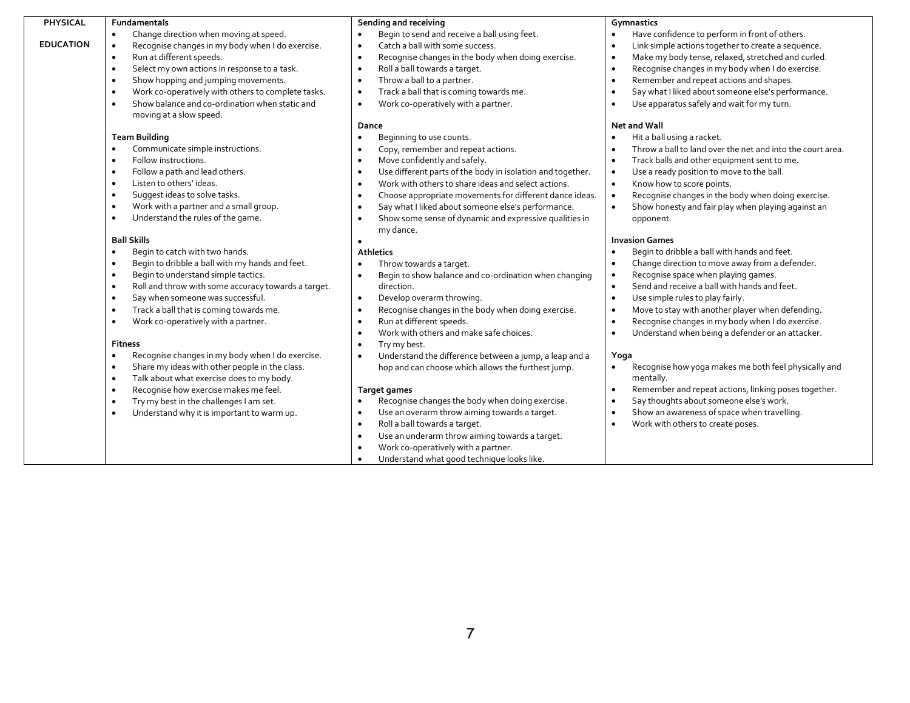| PHYSICAL EDUCATION | Fundamentals | Sending and receiving | Gymnastics |
|---|---|---|---|
| | **Fundamentals**<br>• Change direction when moving at speed.<br>• Recognise changes in my body when I do exercise.<br>• Run at different speeds.<br>• Select my own actions in response to a task.<br>• Show hopping and jumping movements.<br>• Work co-operatively with others to complete tasks.<br>• Show balance and co-ordination when static and moving at a slow speed.<br><br>**Team Building**<br>• Communicate simple instructions.<br>• Follow instructions.<br>• Follow a path and lead others.<br>• Listen to others' ideas.<br>• Suggest ideas to solve tasks.<br>• Work with a partner and a small group.<br>• Understand the rules of the game.<br><br>**Ball Skills**<br>• Begin to catch with two hands.<br>• Begin to dribble a ball with my hands and feet.<br>• Begin to understand simple tactics.<br>• Roll and throw with some accuracy towards a target.<br>• Say when someone was successful.<br>• Track a ball that is coming towards me.<br>• Work co-operatively with a partner.<br><br>**Fitness**<br>• Recognise changes in my body when I do exercise.<br>• Share my ideas with other people in the class.<br>• Talk about what exercise does to my body.<br>• Recognise how exercise makes me feel.<br>• Try my best in the challenges I am set.<br>• Understand why it is important to warm up. | **Sending and receiving**<br>• Begin to send and receive a ball using feet.<br>• Catch a ball with some success.<br>• Recognise changes in the body when doing exercise.<br>• Roll a ball towards a target.<br>• Throw a ball to a partner.<br>• Track a ball that is coming towards me.<br>• Work co-operatively with a partner.<br><br>**Dance**<br>• Beginning to use counts.<br>• Copy, remember and repeat actions.<br>• Move confidently and safely.<br>• Use different parts of the body in isolation and together.<br>• Work with others to share ideas and select actions.<br>• Choose appropriate movements for different dance ideas.<br>• Say what I liked about someone else's performance.<br>• Show some sense of dynamic and expressive qualities in my dance.<br>•<br><br>**Athletics**<br>• Throw towards a target.<br>• Begin to show balance and co-ordination when changing direction.<br>• Develop overarm throwing.<br>• Recognise changes in the body when doing exercise.<br>• Run at different speeds.<br>• Work with others and make safe choices.<br>• Try my best.<br>• Understand the difference between a jump, a leap and a hop and can choose which allows the furthest jump.<br><br>**Target games**<br>• Recognise changes the body when doing exercise.<br>• Use an overarm throw aiming towards a target.<br>• Roll a ball towards a target.<br>• Use an underarm throw aiming towards a target.<br>• Work co-operatively with a partner.<br>• Understand what good technique looks like. | **Gymnastics**<br>• Have confidence to perform in front of others.<br>• Link simple actions together to create a sequence.<br>• Make my body tense, relaxed, stretched and curled.<br>• Recognise changes in my body when I do exercise.<br>• Remember and repeat actions and shapes.<br>• Say what I liked about someone else's performance.<br>• Use apparatus safely and wait for my turn.<br><br>**Net and Wall**<br>• Hit a ball using a racket.<br>• Throw a ball to land over the net and into the court area.<br>• Track balls and other equipment sent to me.<br>• Use a ready position to move to the ball.<br>• Know how to score points.<br>• Recognise changes in the body when doing exercise.<br>• Show honesty and fair play when playing against an opponent.<br><br>**Invasion Games**<br>• Begin to dribble a ball with hands and feet.<br>• Change direction to move away from a defender.<br>• Recognise space when playing games.<br>• Send and receive a ball with hands and feet.<br>• Use simple rules to play fairly.<br>• Move to stay with another player when defending.<br>• Recognise changes in my body when I do exercise.<br>• Understand when being a defender or an attacker.<br><br>**Yoga**<br>• Recognise how yoga makes me both feel physically and mentally.<br>• Remember and repeat actions, linking poses together.<br>• Say thoughts about someone else's work.<br>• Show an awareness of space when travelling.<br>• Work with others to create poses. |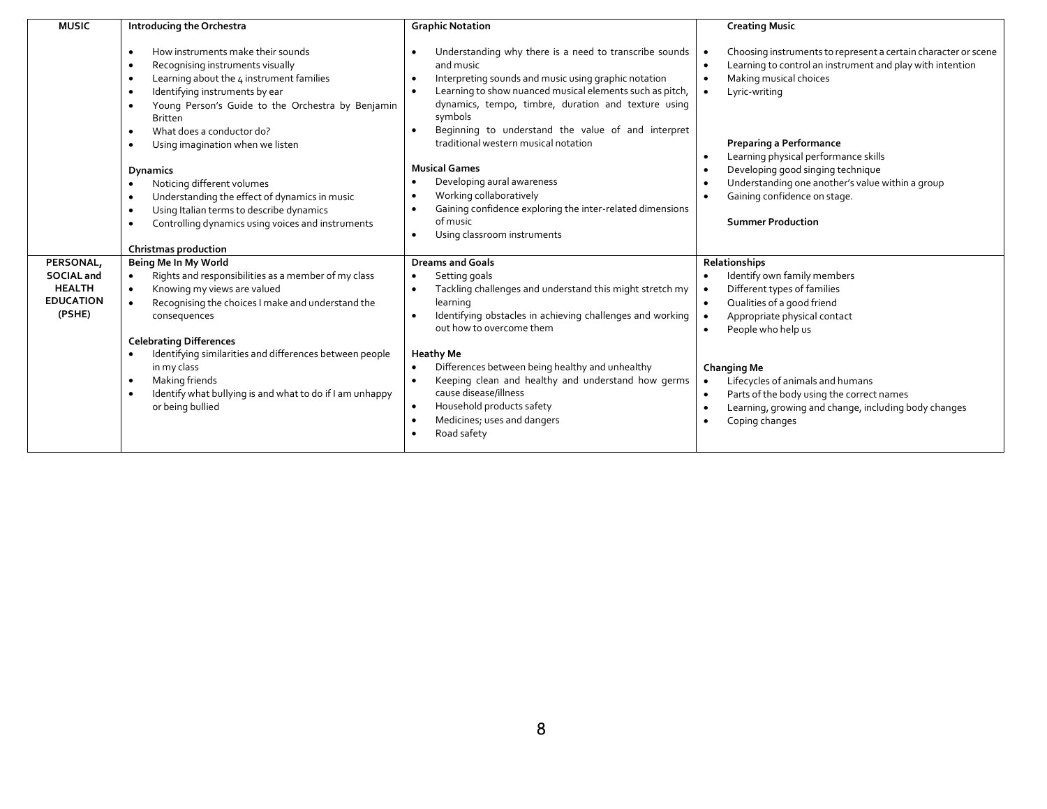| | | | |
|---|---|---|---|
| **MUSIC** | **Introducing the Orchestra**<br>• How instruments make their sounds<br>• Recognising instruments visually<br>• Learning about the 4 instrument families<br>• Identifying instruments by ear<br>• Young Person's Guide to the Orchestra by Benjamin Britten<br>• What does a conductor do?<br>• Using imagination when we listen<br><br>**Dynamics**<br>• Noticing different volumes<br>• Understanding the effect of dynamics in music<br>• Using Italian terms to describe dynamics<br>• Controlling dynamics using voices and instruments<br><br>**Christmas production** | **Graphic Notation**<br>• Understanding why there is a need to transcribe sounds and music<br>• Interpreting sounds and music using graphic notation<br>• Learning to show nuanced musical elements such as pitch, dynamics, tempo, timbre, duration and texture using symbols<br>• Beginning to understand the value of and interpret traditional western musical notation<br><br>**Musical Games**<br>• Developing aural awareness<br>• Working collaboratively<br>• Gaining confidence exploring the inter-related dimensions of music<br>• Using classroom instruments | **Creating Music**<br>• Choosing instruments to represent a certain character or scene<br>• Learning to control an instrument and play with intention<br>• Making musical choices<br>• Lyric-writing<br><br>**Preparing a Performance**<br>• Learning physical performance skills<br>• Developing good singing technique<br>• Understanding one another's value within a group<br>• Gaining confidence on stage.<br><br>**Summer Production** |
| **PERSONAL, SOCIAL and HEALTH EDUCATION (PSHE)** | **Being Me In My World**<br>• Rights and responsibilities as a member of my class<br>• Knowing my views are valued<br>• Recognising the choices I make and understand the consequences<br><br>**Celebrating Differences**<br>• Identifying similarities and differences between people in my class<br>• Making friends<br>• Identify what bullying is and what to do if I am unhappy or being bullied | **Dreams and Goals**<br>• Setting goals<br>• Tackling challenges and understand this might stretch my learning<br>• Identifying obstacles in achieving challenges and working out how to overcome them<br><br>**Heathy Me**<br>• Differences between being healthy and unhealthy<br>• Keeping clean and healthy and understand how germs cause disease/illness<br>• Household products safety<br>• Medicines; uses and dangers<br>• Road safety | **Relationships**<br>• Identify own family members<br>• Different types of families<br>• Qualities of a good friend<br>• Appropriate physical contact<br>• People who help us<br><br>**Changing Me**<br>• Lifecycles of animals and humans<br>• Parts of the body using the correct names<br>• Learning, growing and change, including body changes<br>• Coping changes |